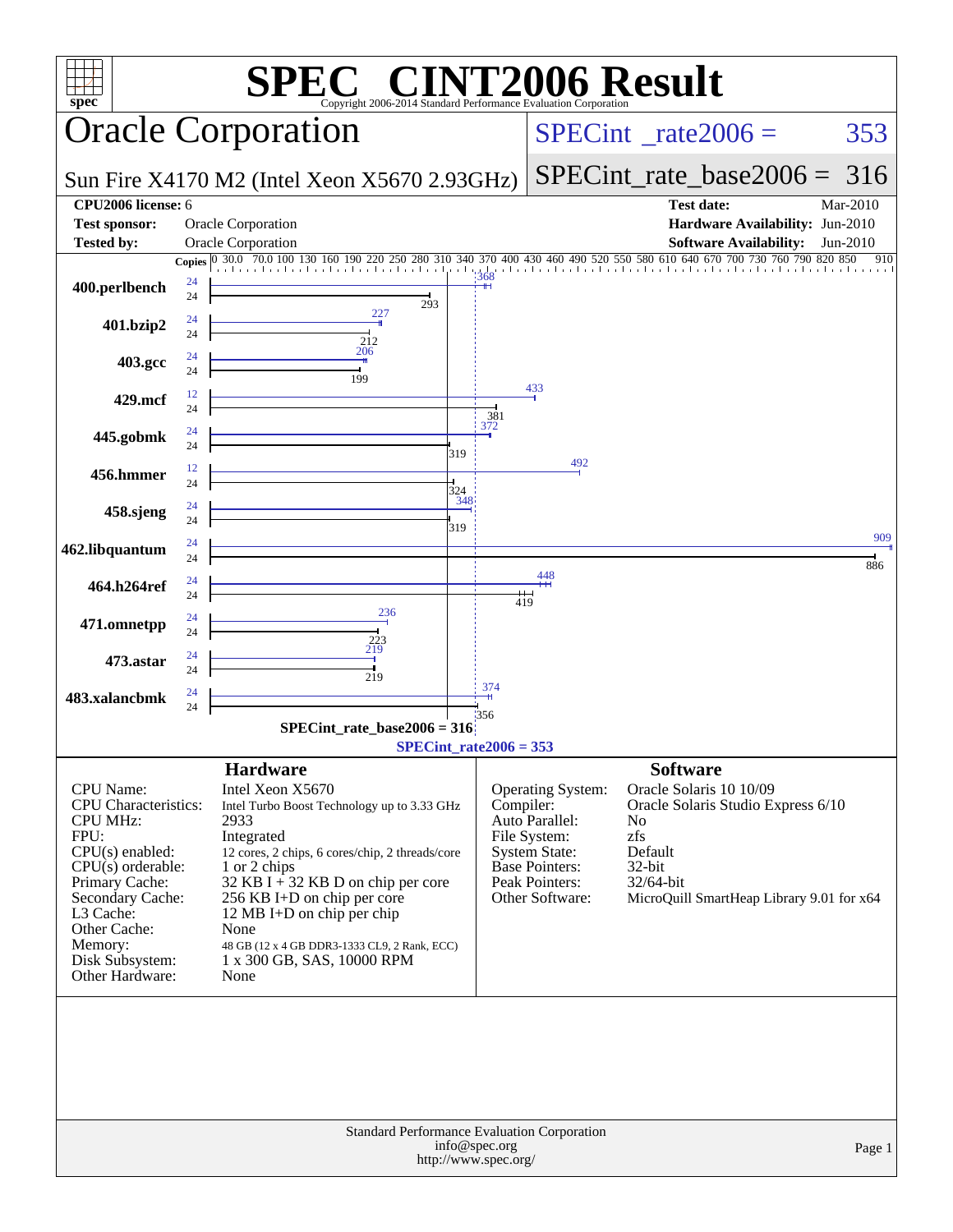# SPEC CINT2006 Result

Copyright 2006-2014 Standard Performance Evaluation Corporation

## Oracle Corporation

Sun Fire X4170 M2 (Intel Xeon X5670 2.93GHz)

SPECint_rate2006 = 353

SPECint_rate_base2006 = 316

| | | | |
|---|---|---|---|
| **CPU2006 license:** 6 | | **Test date:** | Mar-2010 |
| **Test sponsor:** | Oracle Corporation | **Hardware Availability:** | Jun-2010 |
| **Tested by:** | Oracle Corporation | **Software Availability:** | Jun-2010 |

| Benchmark | Copies (peak) | Copies (base) | Peak | Base |
|---|---|---|---|---|
| 400.perlbench | 24 | 24 | 368 | 293 |
| 401.bzip2 | 24 | 24 | 227 | 212 |
| 403.gcc | 24 | 24 | 206 | 199 |
| 429.mcf | 12 | 24 | 433 | 381 |
| 445.gobmk | 24 | 24 | 372 | 319 |
| 456.hmmer | 12 | 24 | 492 | 324 |
| 458.sjeng | 24 | 24 | 348 | 319 |
| 462.libquantum | 24 | 24 | 909 | 886 |
| 464.h264ref | 24 | 24 | 448 | 419 |
| 471.omnetpp | 24 | 24 | 236 | 223 |
| 473.astar | 24 | 24 | 219 | 219 |
| 483.xalancbmk | 24 | 24 | 374 | 356 |

SPECint_rate_base2006 = 316

SPECint_rate2006 = 353

## Hardware

| | |
|---|---|
| CPU Name: | Intel Xeon X5670 |
| CPU Characteristics: | Intel Turbo Boost Technology up to 3.33 GHz |
| CPU MHz: | 2933 |
| FPU: | Integrated |
| CPU(s) enabled: | 12 cores, 2 chips, 6 cores/chip, 2 threads/core |
| CPU(s) orderable: | 1 or 2 chips |
| Primary Cache: | 32 KB I + 32 KB D on chip per core |
| Secondary Cache: | 256 KB I+D on chip per core |
| L3 Cache: | 12 MB I+D on chip per chip |
| Other Cache: | None |
| Memory: | 48 GB (12 x 4 GB DDR3-1333 CL9, 2 Rank, ECC) |
| Disk Subsystem: | 1 x 300 GB, SAS, 10000 RPM |
| Other Hardware: | None |

## Software

| | |
|---|---|
| Operating System: | Oracle Solaris 10 10/09 |
| Compiler: | Oracle Solaris Studio Express 6/10 |
| Auto Parallel: | No |
| File System: | zfs |
| System State: | Default |
| Base Pointers: | 32-bit |
| Peak Pointers: | 32/64-bit |
| Other Software: | MicroQuill SmartHeap Library 9.01 for x64 |

Standard Performance Evaluation Corporation
info@spec.org
http://www.spec.org/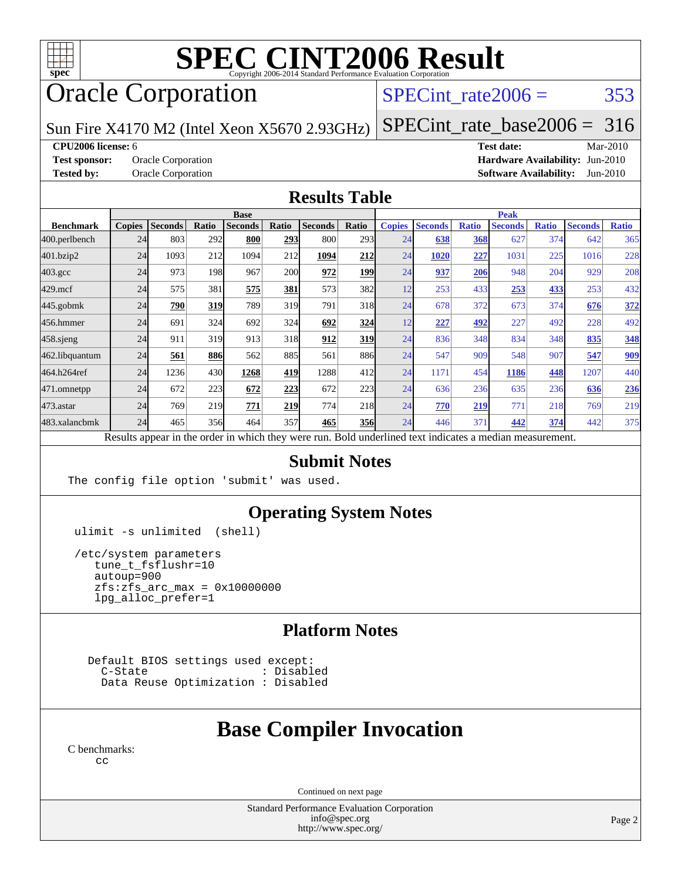# SPEC CINT2006 Result

Copyright 2006-2014 Standard Performance Evaluation Corporation

# Oracle Corporation

Sun Fire X4170 M2 (Intel Xeon X5670 2.93GHz)

SPECint_rate2006 = 353

SPECint_rate_base2006 = 316

**CPU2006 license:** 6

**Test sponsor:** Oracle Corporation

**Tested by:** Oracle Corporation

**Test date:** Mar-2010

**Hardware Availability:** Jun-2010

**Software Availability:** Jun-2010

## Results Table

| Benchmark | Base | | | | | | | Peak | | | | | | |
|---|---|---|---|---|---|---|---|---|---|---|---|---|---|---|
| | Copies | Seconds | Ratio | Seconds | Ratio | Seconds | Ratio | Copies | Seconds | Ratio | Seconds | Ratio | Seconds | Ratio |
| 400.perlbench | 24 | 803 | 292 | **800** | **293** | 800 | 293 | 24 | **638** | **368** | 627 | 374 | 642 | 365 |
| 401.bzip2 | 24 | 1093 | 212 | 1094 | 212 | **1094** | **212** | 24 | **1020** | **227** | 1031 | 225 | 1016 | 228 |
| 403.gcc | 24 | 973 | 198 | 967 | 200 | **972** | **199** | 24 | **937** | **206** | 948 | 204 | 929 | 208 |
| 429.mcf | 24 | 575 | 381 | **575** | **381** | 573 | 382 | 12 | 253 | 433 | **253** | **433** | 253 | 432 |
| 445.gobmk | 24 | **790** | **319** | 789 | 319 | 791 | 318 | 24 | 678 | 372 | 673 | 374 | **676** | **372** |
| 456.hmmer | 24 | 691 | 324 | 692 | 324 | **692** | **324** | 12 | **227** | **492** | 227 | 492 | 228 | 492 |
| 458.sjeng | 24 | 911 | 319 | 913 | 318 | **912** | **319** | 24 | 836 | 348 | 834 | 348 | **835** | **348** |
| 462.libquantum | 24 | **561** | **886** | 562 | 885 | 561 | 886 | 24 | 547 | 909 | 548 | 907 | **547** | **909** |
| 464.h264ref | 24 | 1236 | 430 | **1268** | **419** | 1288 | 412 | 24 | 1171 | 454 | **1186** | **448** | 1207 | 440 |
| 471.omnetpp | 24 | 672 | 223 | **672** | **223** | 672 | 223 | 24 | 636 | 236 | 635 | 236 | **636** | **236** |
| 473.astar | 24 | 769 | 219 | **771** | **219** | 774 | 218 | 24 | **770** | **219** | 771 | 218 | 769 | 219 |
| 483.xalancbmk | 24 | 465 | 356 | 464 | 357 | **465** | **356** | 24 | 446 | 371 | **442** | **374** | 442 | 375 |

Results appear in the order in which they were run. Bold underlined text indicates a median measurement.

## Submit Notes

```
The config file option 'submit' was used.
```

## Operating System Notes

```
ulimit -s unlimited  (shell)

/etc/system parameters
   tune_t_fsflushr=10
   autoup=900
   zfs:zfs_arc_max = 0x10000000
   lpg_alloc_prefer=1
```

## Platform Notes

```
Default BIOS settings used except:
  C-State                  : Disabled
  Data Reuse Optimization : Disabled
```

# Base Compiler Invocation

C benchmarks:

```
cc
```

Continued on next page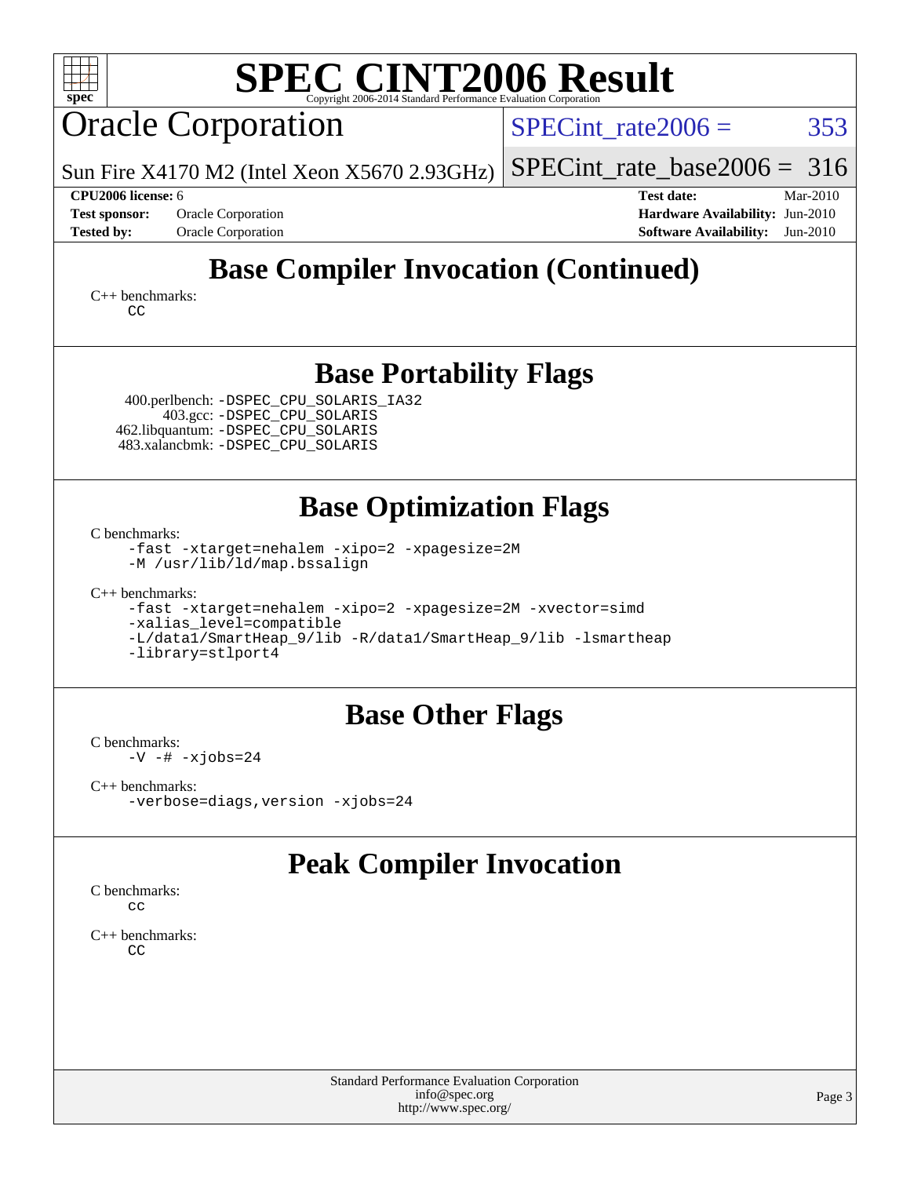# SPEC CINT2006 Result

Copyright 2006-2014 Standard Performance Evaluation Corporation

## Oracle Corporation

Sun Fire X4170 M2 (Intel Xeon X5670 2.93GHz)

SPECint_rate2006 = 353

SPECint_rate_base2006 = 316

| | | | |
|---|---|---|---|
| **CPU2006 license:** 6 | | **Test date:** | Mar-2010 |
| **Test sponsor:** | Oracle Corporation | **Hardware Availability:** | Jun-2010 |
| **Tested by:** | Oracle Corporation | **Software Availability:** | Jun-2010 |

## Base Compiler Invocation (Continued)

C++ benchmarks:
```
CC
```

## Base Portability Flags

400.perlbench: `-DSPEC_CPU_SOLARIS_IA32`
403.gcc: `-DSPEC_CPU_SOLARIS`
462.libquantum: `-DSPEC_CPU_SOLARIS`
483.xalancbmk: `-DSPEC_CPU_SOLARIS`

## Base Optimization Flags

C benchmarks:
```
-fast -xtarget=nehalem -xipo=2 -xpagesize=2M
-M /usr/lib/ld/map.bssalign
```

C++ benchmarks:
```
-fast -xtarget=nehalem -xipo=2 -xpagesize=2M -xvector=simd
-xalias_level=compatible
-L/data1/SmartHeap_9/lib -R/data1/SmartHeap_9/lib -lsmartheap
-library=stlport4
```

## Base Other Flags

C benchmarks:
```
-V -# -xjobs=24
```

C++ benchmarks:
```
-verbose=diags,version -xjobs=24
```

## Peak Compiler Invocation

C benchmarks:
```
cc
```

C++ benchmarks:
```
CC
```

Standard Performance Evaluation Corporation
info@spec.org
http://www.spec.org/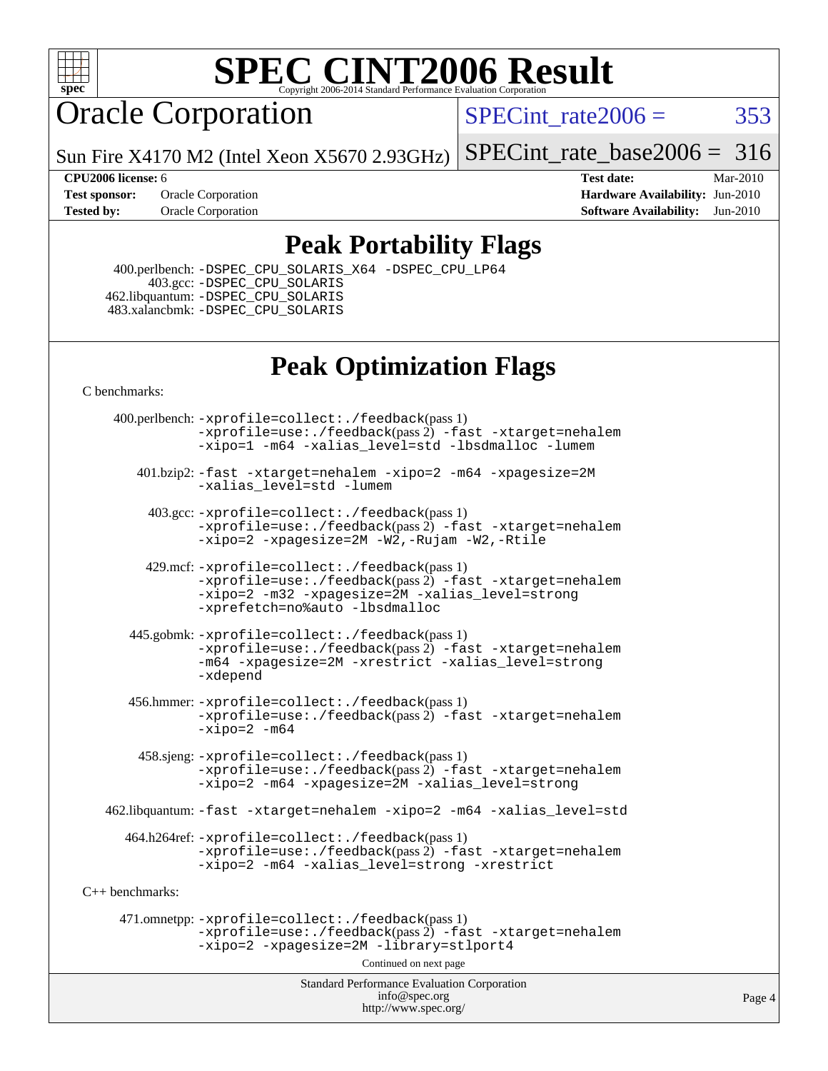# SPEC CINT2006 Result

Copyright 2006-2014 Standard Performance Evaluation Corporation

## Oracle Corporation

Sun Fire X4170 M2 (Intel Xeon X5670 2.93GHz)

SPECint_rate2006 = 353

SPECint_rate_base2006 = 316

**CPU2006 license:** 6
**Test sponsor:** Oracle Corporation
**Tested by:** Oracle Corporation

**Test date:** Mar-2010
**Hardware Availability:** Jun-2010
**Software Availability:** Jun-2010

## Peak Portability Flags

400.perlbench: -DSPEC_CPU_SOLARIS_X64 -DSPEC_CPU_LP64
403.gcc: -DSPEC_CPU_SOLARIS
462.libquantum: -DSPEC_CPU_SOLARIS
483.xalancbmk: -DSPEC_CPU_SOLARIS

## Peak Optimization Flags

C benchmarks:

400.perlbench: -xprofile=collect:./feedback(pass 1) -xprofile=use:./feedback(pass 2) -fast -xtarget=nehalem -xipo=1 -m64 -xalias_level=std -lbsdmalloc -lumem

401.bzip2: -fast -xtarget=nehalem -xipo=2 -m64 -xpagesize=2M -xalias_level=std -lumem

403.gcc: -xprofile=collect:./feedback(pass 1) -xprofile=use:./feedback(pass 2) -fast -xtarget=nehalem -xipo=2 -xpagesize=2M -W2,-Rujam -W2,-Rtile

429.mcf: -xprofile=collect:./feedback(pass 1) -xprofile=use:./feedback(pass 2) -fast -xtarget=nehalem -xipo=2 -m32 -xpagesize=2M -xalias_level=strong -xprefetch=no%auto -lbsdmalloc

445.gobmk: -xprofile=collect:./feedback(pass 1) -xprofile=use:./feedback(pass 2) -fast -xtarget=nehalem -m64 -xpagesize=2M -xrestrict -xalias_level=strong -xdepend

456.hmmer: -xprofile=collect:./feedback(pass 1) -xprofile=use:./feedback(pass 2) -fast -xtarget=nehalem -xipo=2 -m64

458.sjeng: -xprofile=collect:./feedback(pass 1) -xprofile=use:./feedback(pass 2) -fast -xtarget=nehalem -xipo=2 -m64 -xpagesize=2M -xalias_level=strong

462.libquantum: -fast -xtarget=nehalem -xipo=2 -m64 -xalias_level=std

464.h264ref: -xprofile=collect:./feedback(pass 1) -xprofile=use:./feedback(pass 2) -fast -xtarget=nehalem -xipo=2 -m64 -xalias_level=strong -xrestrict

C++ benchmarks:

471.omnetpp: -xprofile=collect:./feedback(pass 1) -xprofile=use:./feedback(pass 2) -fast -xtarget=nehalem -xipo=2 -xpagesize=2M -library=stlport4

Continued on next page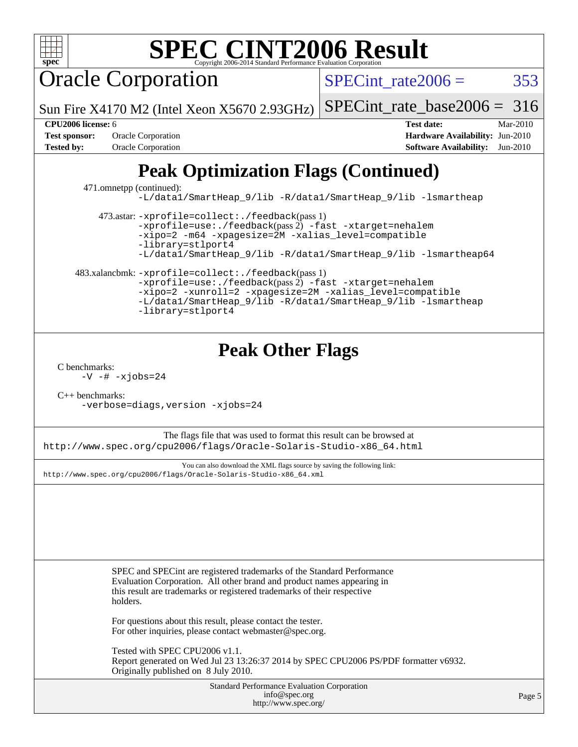# SPEC CINT2006 Result

Copyright 2006-2014 Standard Performance Evaluation Corporation

# Oracle Corporation

Sun Fire X4170 M2 (Intel Xeon X5670 2.93GHz)

SPECint_rate2006 = 353

SPECint_rate_base2006 = 316

**CPU2006 license:** 6
**Test sponsor:** Oracle Corporation
**Tested by:** Oracle Corporation

**Test date:** Mar-2010
**Hardware Availability:** Jun-2010
**Software Availability:** Jun-2010

## Peak Optimization Flags (Continued)

471.omnetpp (continued):
```
-L/data1/SmartHeap_9/lib -R/data1/SmartHeap_9/lib -lsmartheap
```

473.astar:
```
-xprofile=collect:./feedback(pass 1)
-xprofile=use:./feedback(pass 2) -fast -xtarget=nehalem
-xipo=2 -m64 -xpagesize=2M -xalias_level=compatible
-library=stlport4
-L/data1/SmartHeap_9/lib -R/data1/SmartHeap_9/lib -lsmartheap64
```

483.xalancbmk:
```
-xprofile=collect:./feedback(pass 1)
-xprofile=use:./feedback(pass 2) -fast -xtarget=nehalem
-xipo=2 -xunroll=2 -xpagesize=2M -xalias_level=compatible
-L/data1/SmartHeap_9/lib -R/data1/SmartHeap_9/lib -lsmartheap
-library=stlport4
```

## Peak Other Flags

C benchmarks:
```
-V -# -xjobs=24
```

C++ benchmarks:
```
-verbose=diags,version -xjobs=24
```

The flags file that was used to format this result can be browsed at
http://www.spec.org/cpu2006/flags/Oracle-Solaris-Studio-x86_64.html

You can also download the XML flags source by saving the following link:
http://www.spec.org/cpu2006/flags/Oracle-Solaris-Studio-x86_64.xml

SPEC and SPECint are registered trademarks of the Standard Performance Evaluation Corporation. All other brand and product names appearing in this result are trademarks or registered trademarks of their respective holders.

For questions about this result, please contact the tester.
For other inquiries, please contact webmaster@spec.org.

Tested with SPEC CPU2006 v1.1.
Report generated on Wed Jul 23 13:26:37 2014 by SPEC CPU2006 PS/PDF formatter v6932.
Originally published on 8 July 2010.

Standard Performance Evaluation Corporation
info@spec.org
http://www.spec.org/